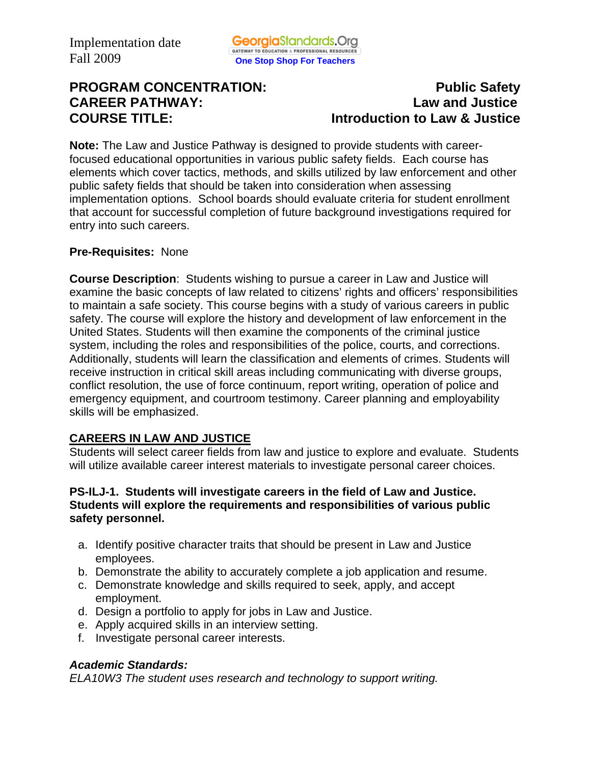Implementation date
Fall 2009

GeorgiaStandards.Org
GATEWAY TO EDUCATION & PROFESSIONAL RESOURCES
One Stop Shop For Teachers

**PROGRAM CONCENTRATION:** **Public Safety**
**CAREER PATHWAY:** **Law and Justice**
**COURSE TITLE:** **Introduction to Law & Justice**

**Note:** The Law and Justice Pathway is designed to provide students with career-focused educational opportunities in various public safety fields. Each course has elements which cover tactics, methods, and skills utilized by law enforcement and other public safety fields that should be taken into consideration when assessing implementation options. School boards should evaluate criteria for student enrollment that account for successful completion of future background investigations required for entry into such careers.

**Pre-Requisites:** None

**Course Description**: Students wishing to pursue a career in Law and Justice will examine the basic concepts of law related to citizens' rights and officers' responsibilities to maintain a safe society. This course begins with a study of various careers in public safety. The course will explore the history and development of law enforcement in the United States. Students will then examine the components of the criminal justice system, including the roles and responsibilities of the police, courts, and corrections. Additionally, students will learn the classification and elements of crimes. Students will receive instruction in critical skill areas including communicating with diverse groups, conflict resolution, the use of force continuum, report writing, operation of police and emergency equipment, and courtroom testimony. Career planning and employability skills will be emphasized.

## CAREERS IN LAW AND JUSTICE

Students will select career fields from law and justice to explore and evaluate. Students will utilize available career interest materials to investigate personal career choices.

**PS-ILJ-1. Students will investigate careers in the field of Law and Justice. Students will explore the requirements and responsibilities of various public safety personnel.**

a. Identify positive character traits that should be present in Law and Justice employees.
b. Demonstrate the ability to accurately complete a job application and resume.
c. Demonstrate knowledge and skills required to seek, apply, and accept employment.
d. Design a portfolio to apply for jobs in Law and Justice.
e. Apply acquired skills in an interview setting.
f. Investigate personal career interests.

***Academic Standards:***

*ELA10W3 The student uses research and technology to support writing.*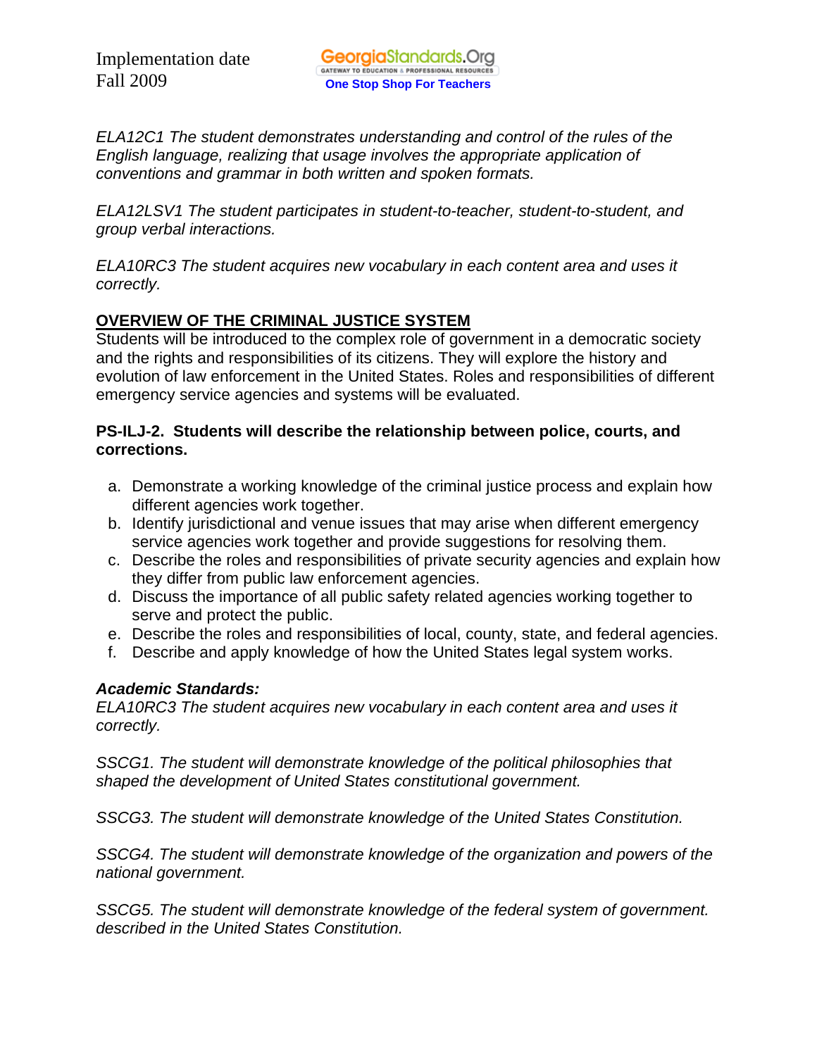*ELA12C1 The student demonstrates understanding and control of the rules of the English language, realizing that usage involves the appropriate application of conventions and grammar in both written and spoken formats.*

*ELA12LSV1 The student participates in student-to-teacher, student-to-student, and group verbal interactions.*

*ELA10RC3 The student acquires new vocabulary in each content area and uses it correctly.*

## OVERVIEW OF THE CRIMINAL JUSTICE SYSTEM

Students will be introduced to the complex role of government in a democratic society and the rights and responsibilities of its citizens. They will explore the history and evolution of law enforcement in the United States. Roles and responsibilities of different emergency service agencies and systems will be evaluated.

**PS-ILJ-2. Students will describe the relationship between police, courts, and corrections.**

a. Demonstrate a working knowledge of the criminal justice process and explain how different agencies work together.
b. Identify jurisdictional and venue issues that may arise when different emergency service agencies work together and provide suggestions for resolving them.
c. Describe the roles and responsibilities of private security agencies and explain how they differ from public law enforcement agencies.
d. Discuss the importance of all public safety related agencies working together to serve and protect the public.
e. Describe the roles and responsibilities of local, county, state, and federal agencies.
f. Describe and apply knowledge of how the United States legal system works.

***Academic Standards:***

*ELA10RC3 The student acquires new vocabulary in each content area and uses it correctly.*

*SSCG1. The student will demonstrate knowledge of the political philosophies that shaped the development of United States constitutional government.*

*SSCG3. The student will demonstrate knowledge of the United States Constitution.*

*SSCG4. The student will demonstrate knowledge of the organization and powers of the national government.*

*SSCG5. The student will demonstrate knowledge of the federal system of government. described in the United States Constitution.*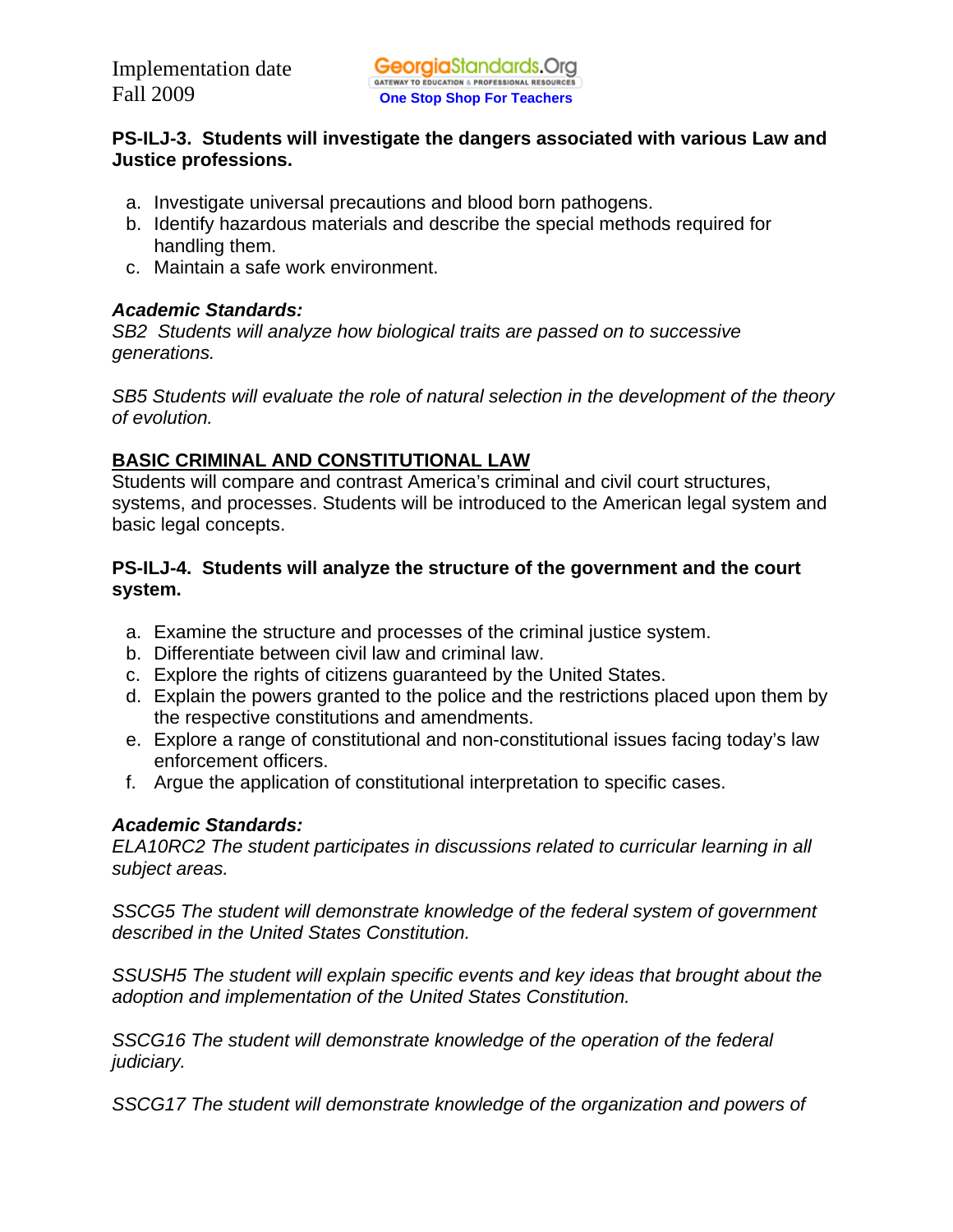**PS-ILJ-3. Students will investigate the dangers associated with various Law and Justice professions.**

a. Investigate universal precautions and blood born pathogens.
b. Identify hazardous materials and describe the special methods required for handling them.
c. Maintain a safe work environment.

***Academic Standards:***

*SB2 Students will analyze how biological traits are passed on to successive generations.*

*SB5 Students will evaluate the role of natural selection in the development of the theory of evolution.*

## BASIC CRIMINAL AND CONSTITUTIONAL LAW

Students will compare and contrast America's criminal and civil court structures, systems, and processes. Students will be introduced to the American legal system and basic legal concepts.

**PS-ILJ-4. Students will analyze the structure of the government and the court system.**

a. Examine the structure and processes of the criminal justice system.
b. Differentiate between civil law and criminal law.
c. Explore the rights of citizens guaranteed by the United States.
d. Explain the powers granted to the police and the restrictions placed upon them by the respective constitutions and amendments.
e. Explore a range of constitutional and non-constitutional issues facing today's law enforcement officers.
f. Argue the application of constitutional interpretation to specific cases.

***Academic Standards:***

*ELA10RC2 The student participates in discussions related to curricular learning in all subject areas.*

*SSCG5 The student will demonstrate knowledge of the federal system of government described in the United States Constitution.*

*SSUSH5 The student will explain specific events and key ideas that brought about the adoption and implementation of the United States Constitution.*

*SSCG16 The student will demonstrate knowledge of the operation of the federal judiciary.*

*SSCG17 The student will demonstrate knowledge of the organization and powers of*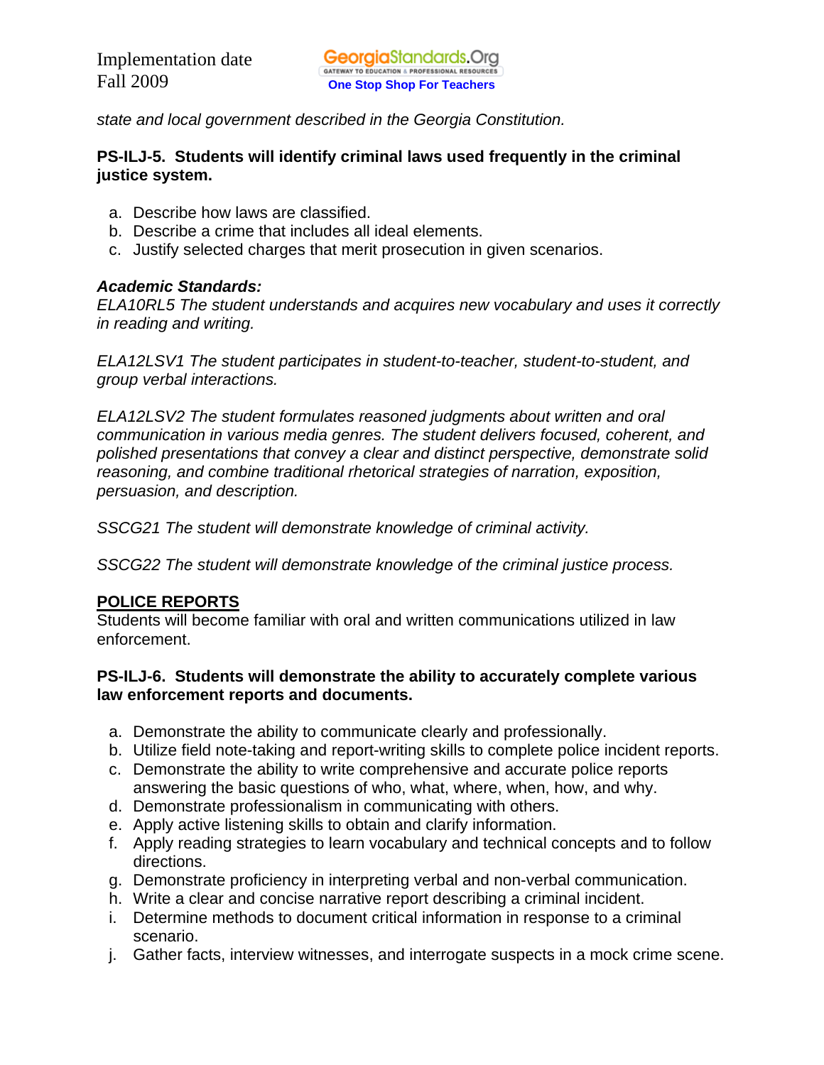*state and local government described in the Georgia Constitution.*

**PS-ILJ-5. Students will identify criminal laws used frequently in the criminal justice system.**

a. Describe how laws are classified.
b. Describe a crime that includes all ideal elements.
c. Justify selected charges that merit prosecution in given scenarios.

***Academic Standards:***
*ELA10RL5 The student understands and acquires new vocabulary and uses it correctly in reading and writing.*

*ELA12LSV1 The student participates in student-to-teacher, student-to-student, and group verbal interactions.*

*ELA12LSV2 The student formulates reasoned judgments about written and oral communication in various media genres. The student delivers focused, coherent, and polished presentations that convey a clear and distinct perspective, demonstrate solid reasoning, and combine traditional rhetorical strategies of narration, exposition, persuasion, and description.*

*SSCG21 The student will demonstrate knowledge of criminal activity.*

*SSCG22 The student will demonstrate knowledge of the criminal justice process.*

## POLICE REPORTS

Students will become familiar with oral and written communications utilized in law enforcement.

**PS-ILJ-6. Students will demonstrate the ability to accurately complete various law enforcement reports and documents.**

a. Demonstrate the ability to communicate clearly and professionally.
b. Utilize field note-taking and report-writing skills to complete police incident reports.
c. Demonstrate the ability to write comprehensive and accurate police reports answering the basic questions of who, what, where, when, how, and why.
d. Demonstrate professionalism in communicating with others.
e. Apply active listening skills to obtain and clarify information.
f. Apply reading strategies to learn vocabulary and technical concepts and to follow directions.
g. Demonstrate proficiency in interpreting verbal and non-verbal communication.
h. Write a clear and concise narrative report describing a criminal incident.
i. Determine methods to document critical information in response to a criminal scenario.
j. Gather facts, interview witnesses, and interrogate suspects in a mock crime scene.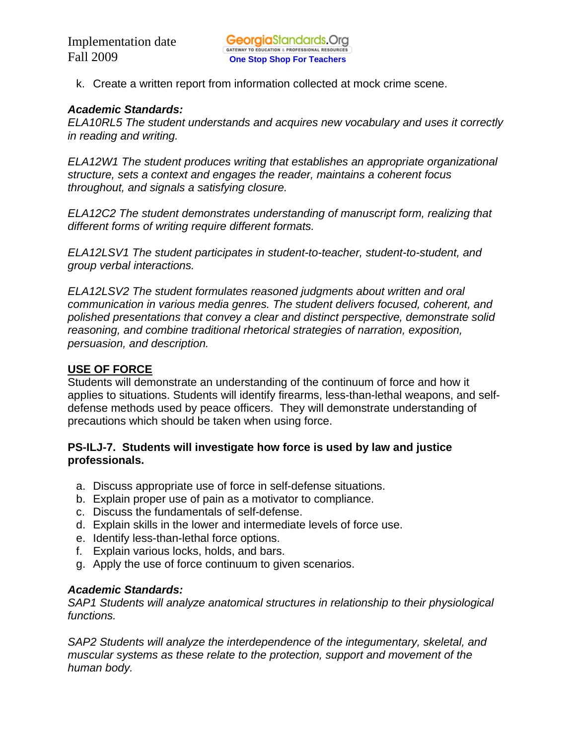k. Create a written report from information collected at mock crime scene.

***Academic Standards:***

*ELA10RL5 The student understands and acquires new vocabulary and uses it correctly in reading and writing.*

*ELA12W1 The student produces writing that establishes an appropriate organizational structure, sets a context and engages the reader, maintains a coherent focus throughout, and signals a satisfying closure.*

*ELA12C2 The student demonstrates understanding of manuscript form, realizing that different forms of writing require different formats.*

*ELA12LSV1 The student participates in student-to-teacher, student-to-student, and group verbal interactions.*

*ELA12LSV2 The student formulates reasoned judgments about written and oral communication in various media genres. The student delivers focused, coherent, and polished presentations that convey a clear and distinct perspective, demonstrate solid reasoning, and combine traditional rhetorical strategies of narration, exposition, persuasion, and description.*

## USE OF FORCE

Students will demonstrate an understanding of the continuum of force and how it applies to situations. Students will identify firearms, less-than-lethal weapons, and self-defense methods used by peace officers. They will demonstrate understanding of precautions which should be taken when using force.

**PS-ILJ-7. Students will investigate how force is used by law and justice professionals.**

a. Discuss appropriate use of force in self-defense situations.
b. Explain proper use of pain as a motivator to compliance.
c. Discuss the fundamentals of self-defense.
d. Explain skills in the lower and intermediate levels of force use.
e. Identify less-than-lethal force options.
f. Explain various locks, holds, and bars.
g. Apply the use of force continuum to given scenarios.

***Academic Standards:***

*SAP1 Students will analyze anatomical structures in relationship to their physiological functions.*

*SAP2 Students will analyze the interdependence of the integumentary, skeletal, and muscular systems as these relate to the protection, support and movement of the human body.*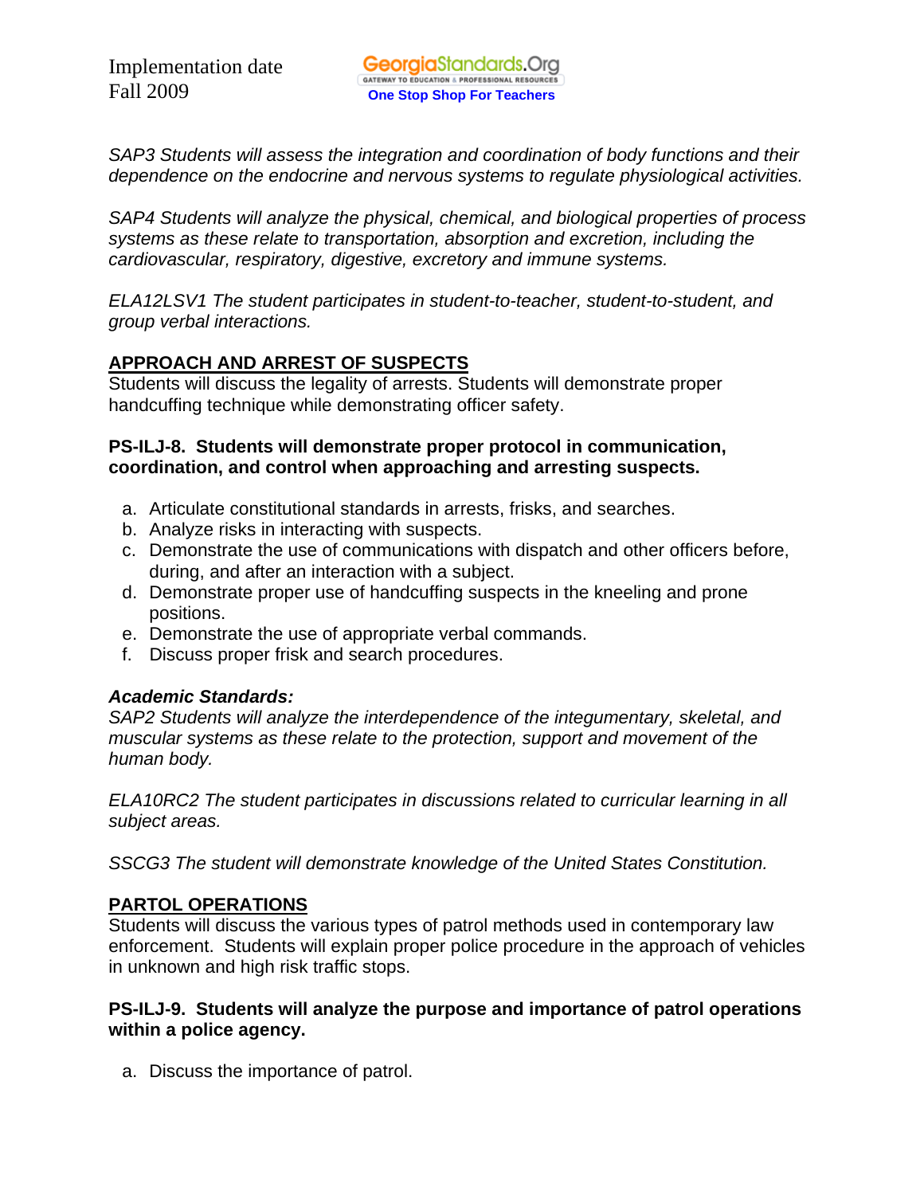*SAP3 Students will assess the integration and coordination of body functions and their dependence on the endocrine and nervous systems to regulate physiological activities.*

*SAP4 Students will analyze the physical, chemical, and biological properties of process systems as these relate to transportation, absorption and excretion, including the cardiovascular, respiratory, digestive, excretory and immune systems.*

*ELA12LSV1 The student participates in student-to-teacher, student-to-student, and group verbal interactions.*

## APPROACH AND ARREST OF SUSPECTS

Students will discuss the legality of arrests. Students will demonstrate proper handcuffing technique while demonstrating officer safety.

**PS-ILJ-8. Students will demonstrate proper protocol in communication, coordination, and control when approaching and arresting suspects.**

a. Articulate constitutional standards in arrests, frisks, and searches.
b. Analyze risks in interacting with suspects.
c. Demonstrate the use of communications with dispatch and other officers before, during, and after an interaction with a subject.
d. Demonstrate proper use of handcuffing suspects in the kneeling and prone positions.
e. Demonstrate the use of appropriate verbal commands.
f. Discuss proper frisk and search procedures.

***Academic Standards:***

*SAP2 Students will analyze the interdependence of the integumentary, skeletal, and muscular systems as these relate to the protection, support and movement of the human body.*

*ELA10RC2 The student participates in discussions related to curricular learning in all subject areas.*

*SSCG3 The student will demonstrate knowledge of the United States Constitution.*

## PARTOL OPERATIONS

Students will discuss the various types of patrol methods used in contemporary law enforcement. Students will explain proper police procedure in the approach of vehicles in unknown and high risk traffic stops.

**PS-ILJ-9. Students will analyze the purpose and importance of patrol operations within a police agency.**

a. Discuss the importance of patrol.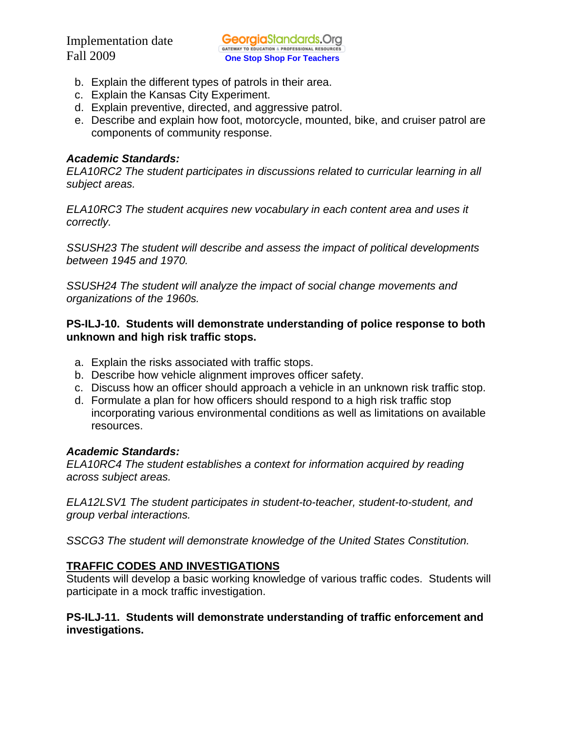b. Explain the different types of patrols in their area.
c. Explain the Kansas City Experiment.
d. Explain preventive, directed, and aggressive patrol.
e. Describe and explain how foot, motorcycle, mounted, bike, and cruiser patrol are components of community response.

***Academic Standards:***
*ELA10RC2 The student participates in discussions related to curricular learning in all subject areas.*

*ELA10RC3 The student acquires new vocabulary in each content area and uses it correctly.*

*SSUSH23 The student will describe and assess the impact of political developments between 1945 and 1970.*

*SSUSH24 The student will analyze the impact of social change movements and organizations of the 1960s.*

**PS-ILJ-10. Students will demonstrate understanding of police response to both unknown and high risk traffic stops.**

a. Explain the risks associated with traffic stops.
b. Describe how vehicle alignment improves officer safety.
c. Discuss how an officer should approach a vehicle in an unknown risk traffic stop.
d. Formulate a plan for how officers should respond to a high risk traffic stop incorporating various environmental conditions as well as limitations on available resources.

***Academic Standards:***
*ELA10RC4 The student establishes a context for information acquired by reading across subject areas.*

*ELA12LSV1 The student participates in student-to-teacher, student-to-student, and group verbal interactions.*

*SSCG3 The student will demonstrate knowledge of the United States Constitution.*

**TRAFFIC CODES AND INVESTIGATIONS**

Students will develop a basic working knowledge of various traffic codes. Students will participate in a mock traffic investigation.

**PS-ILJ-11. Students will demonstrate understanding of traffic enforcement and investigations.**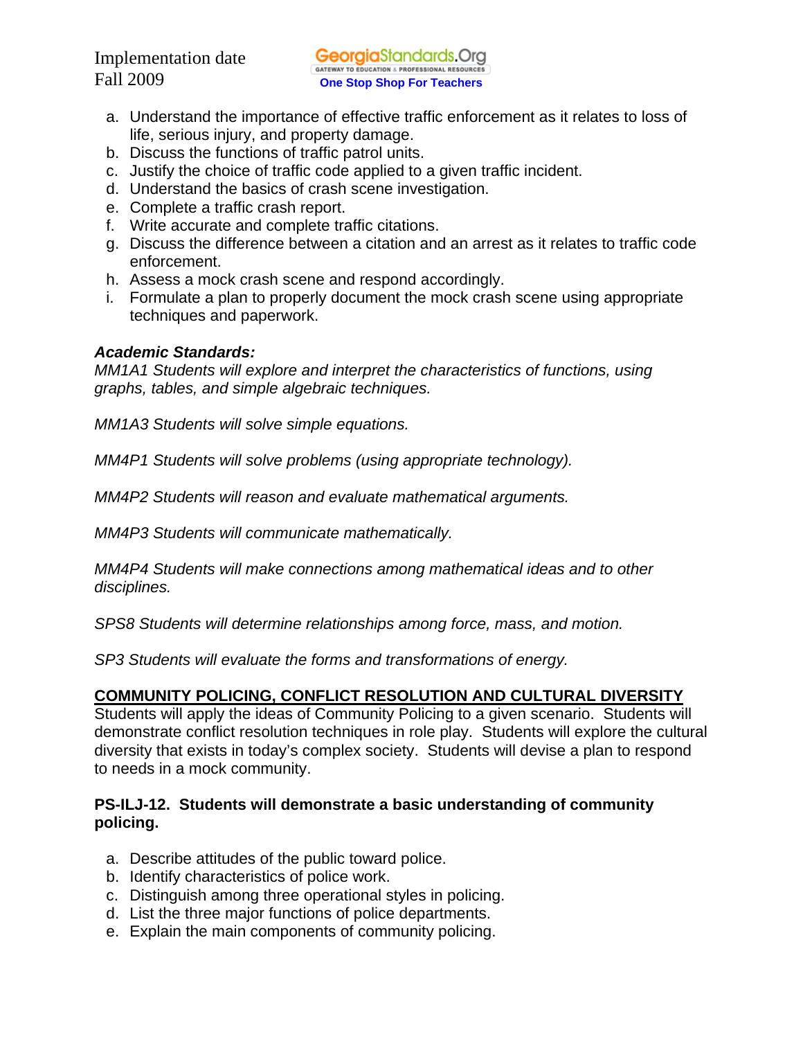a. Understand the importance of effective traffic enforcement as it relates to loss of life, serious injury, and property damage.
b. Discuss the functions of traffic patrol units.
c. Justify the choice of traffic code applied to a given traffic incident.
d. Understand the basics of crash scene investigation.
e. Complete a traffic crash report.
f. Write accurate and complete traffic citations.
g. Discuss the difference between a citation and an arrest as it relates to traffic code enforcement.
h. Assess a mock crash scene and respond accordingly.
i. Formulate a plan to properly document the mock crash scene using appropriate techniques and paperwork.

***Academic Standards:***

*MM1A1 Students will explore and interpret the characteristics of functions, using graphs, tables, and simple algebraic techniques.*

*MM1A3 Students will solve simple equations.*

*MM4P1 Students will solve problems (using appropriate technology).*

*MM4P2 Students will reason and evaluate mathematical arguments.*

*MM4P3 Students will communicate mathematically.*

*MM4P4 Students will make connections among mathematical ideas and to other disciplines.*

*SPS8 Students will determine relationships among force, mass, and motion.*

*SP3 Students will evaluate the forms and transformations of energy.*

## COMMUNITY POLICING, CONFLICT RESOLUTION AND CULTURAL DIVERSITY

Students will apply the ideas of Community Policing to a given scenario. Students will demonstrate conflict resolution techniques in role play. Students will explore the cultural diversity that exists in today's complex society. Students will devise a plan to respond to needs in a mock community.

**PS-ILJ-12. Students will demonstrate a basic understanding of community policing.**

a. Describe attitudes of the public toward police.
b. Identify characteristics of police work.
c. Distinguish among three operational styles in policing.
d. List the three major functions of police departments.
e. Explain the main components of community policing.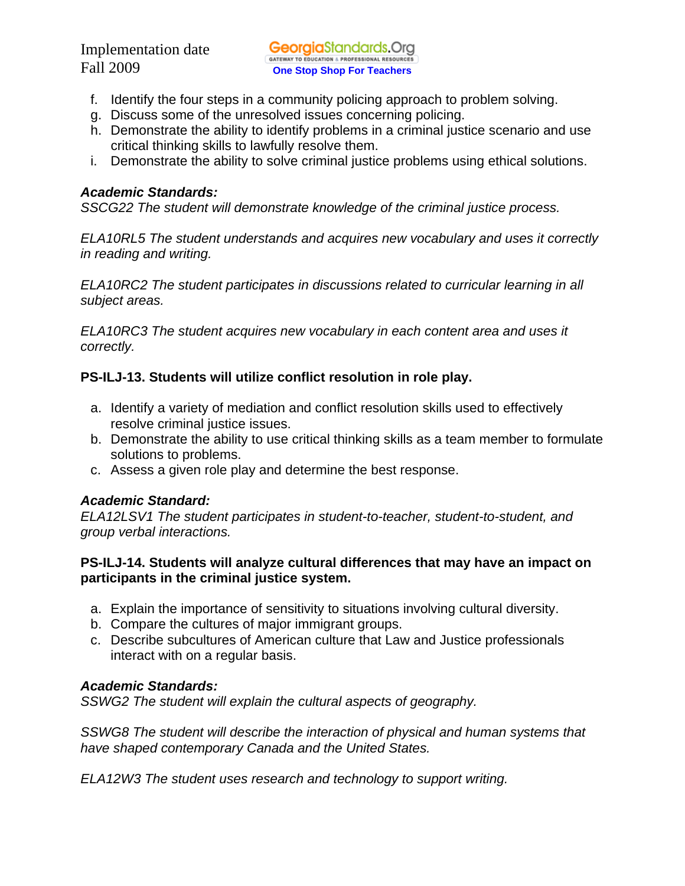f. Identify the four steps in a community policing approach to problem solving.
g. Discuss some of the unresolved issues concerning policing.
h. Demonstrate the ability to identify problems in a criminal justice scenario and use critical thinking skills to lawfully resolve them.
i. Demonstrate the ability to solve criminal justice problems using ethical solutions.

***Academic Standards:***
*SSCG22 The student will demonstrate knowledge of the criminal justice process.*

*ELA10RL5 The student understands and acquires new vocabulary and uses it correctly in reading and writing.*

*ELA10RC2 The student participates in discussions related to curricular learning in all subject areas.*

*ELA10RC3 The student acquires new vocabulary in each content area and uses it correctly.*

**PS-ILJ-13. Students will utilize conflict resolution in role play.**

a. Identify a variety of mediation and conflict resolution skills used to effectively resolve criminal justice issues.
b. Demonstrate the ability to use critical thinking skills as a team member to formulate solutions to problems.
c. Assess a given role play and determine the best response.

***Academic Standard:***
*ELA12LSV1 The student participates in student-to-teacher, student-to-student, and group verbal interactions.*

**PS-ILJ-14. Students will analyze cultural differences that may have an impact on participants in the criminal justice system.**

a. Explain the importance of sensitivity to situations involving cultural diversity.
b. Compare the cultures of major immigrant groups.
c. Describe subcultures of American culture that Law and Justice professionals interact with on a regular basis.

***Academic Standards:***
*SSWG2 The student will explain the cultural aspects of geography.*

*SSWG8 The student will describe the interaction of physical and human systems that have shaped contemporary Canada and the United States.*

*ELA12W3 The student uses research and technology to support writing.*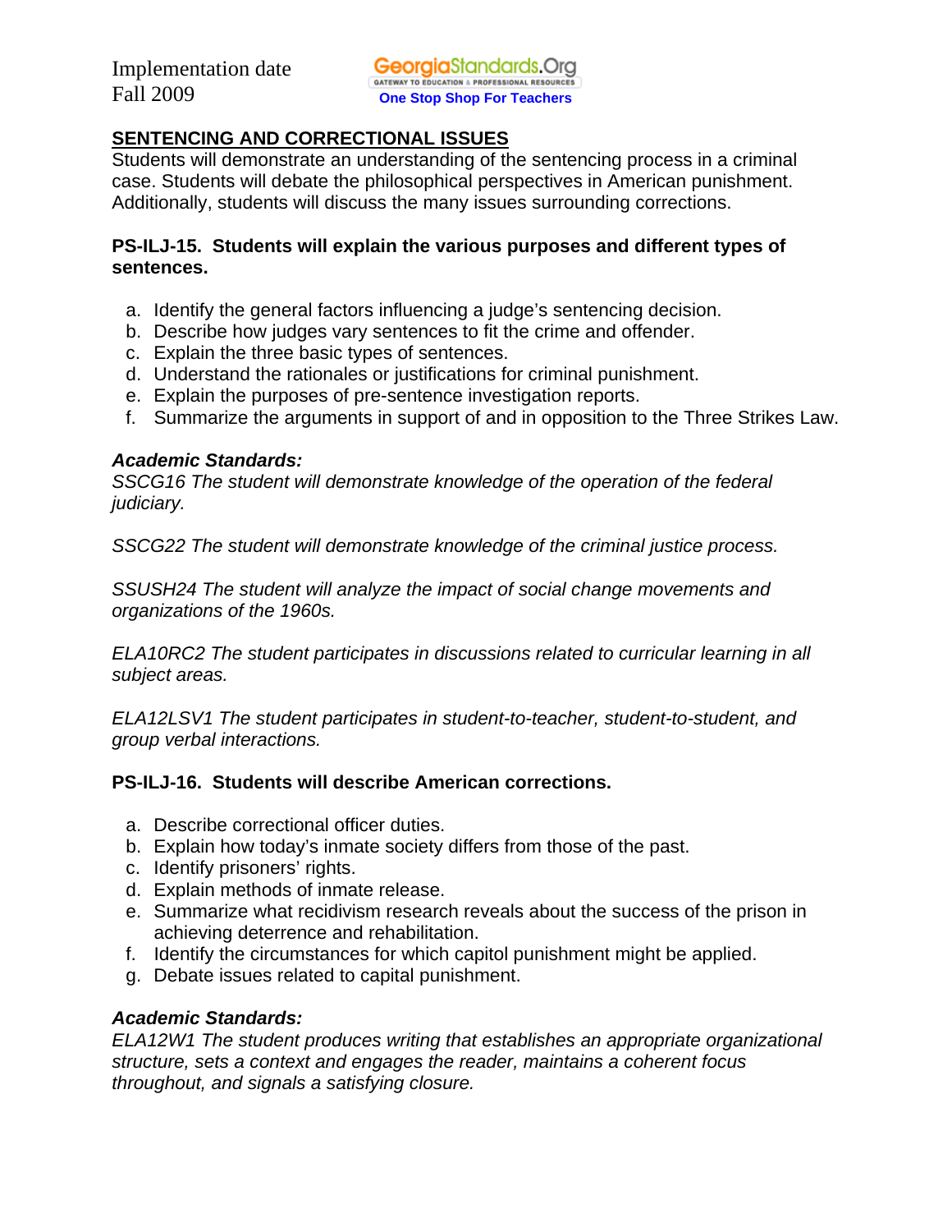## SENTENCING AND CORRECTIONAL ISSUES

Students will demonstrate an understanding of the sentencing process in a criminal case. Students will debate the philosophical perspectives in American punishment. Additionally, students will discuss the many issues surrounding corrections.

**PS-ILJ-15. Students will explain the various purposes and different types of sentences.**

a. Identify the general factors influencing a judge's sentencing decision.
b. Describe how judges vary sentences to fit the crime and offender.
c. Explain the three basic types of sentences.
d. Understand the rationales or justifications for criminal punishment.
e. Explain the purposes of pre-sentence investigation reports.
f. Summarize the arguments in support of and in opposition to the Three Strikes Law.

***Academic Standards:***

*SSCG16 The student will demonstrate knowledge of the operation of the federal judiciary.*

*SSCG22 The student will demonstrate knowledge of the criminal justice process.*

*SSUSH24 The student will analyze the impact of social change movements and organizations of the 1960s.*

*ELA10RC2 The student participates in discussions related to curricular learning in all subject areas.*

*ELA12LSV1 The student participates in student-to-teacher, student-to-student, and group verbal interactions.*

**PS-ILJ-16. Students will describe American corrections.**

a. Describe correctional officer duties.
b. Explain how today's inmate society differs from those of the past.
c. Identify prisoners' rights.
d. Explain methods of inmate release.
e. Summarize what recidivism research reveals about the success of the prison in achieving deterrence and rehabilitation.
f. Identify the circumstances for which capitol punishment might be applied.
g. Debate issues related to capital punishment.

***Academic Standards:***

*ELA12W1 The student produces writing that establishes an appropriate organizational structure, sets a context and engages the reader, maintains a coherent focus throughout, and signals a satisfying closure.*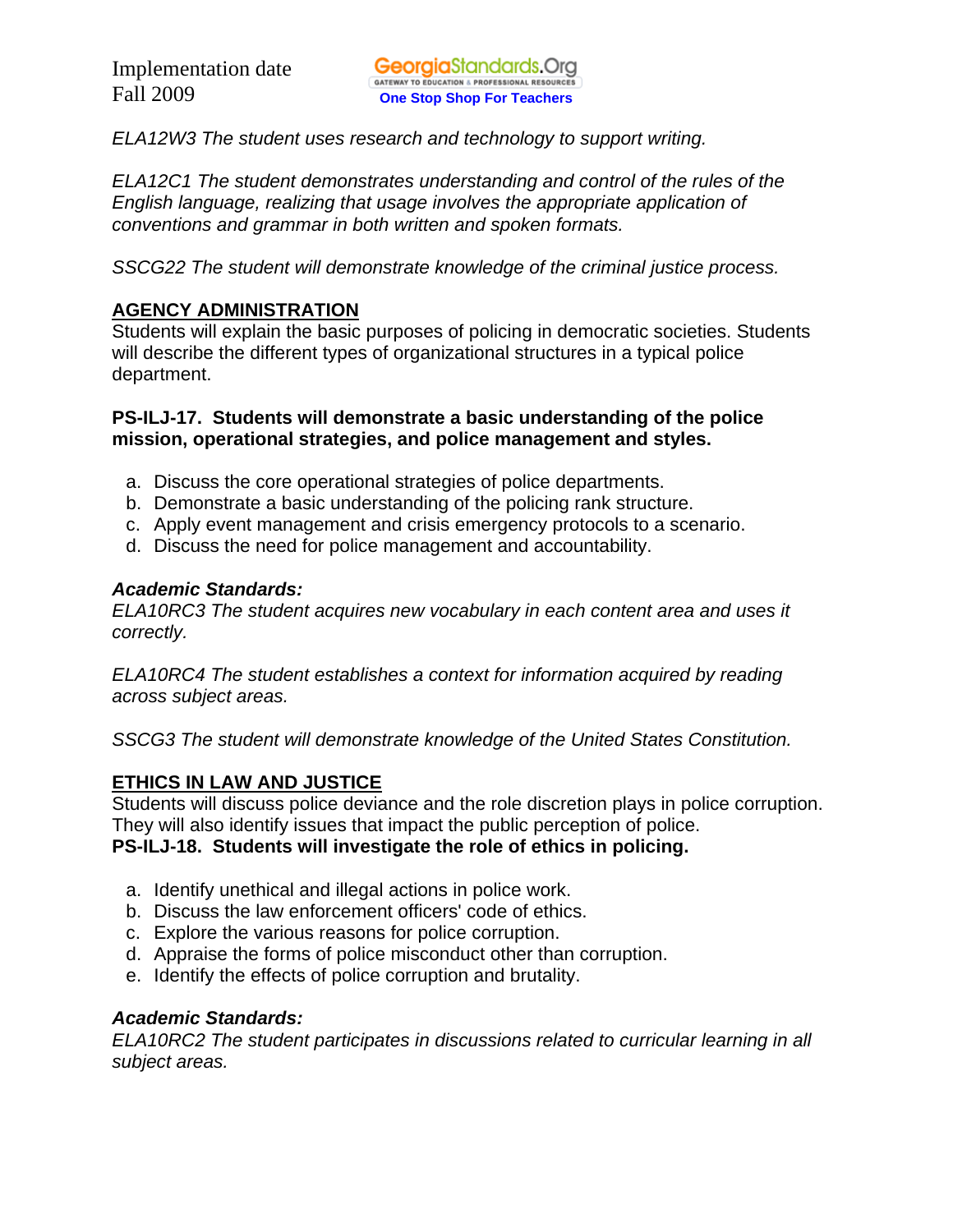*ELA12W3 The student uses research and technology to support writing.*

*ELA12C1 The student demonstrates understanding and control of the rules of the English language, realizing that usage involves the appropriate application of conventions and grammar in both written and spoken formats.*

*SSCG22 The student will demonstrate knowledge of the criminal justice process.*

## AGENCY ADMINISTRATION

Students will explain the basic purposes of policing in democratic societies. Students will describe the different types of organizational structures in a typical police department.

**PS-ILJ-17. Students will demonstrate a basic understanding of the police mission, operational strategies, and police management and styles.**

a. Discuss the core operational strategies of police departments.
b. Demonstrate a basic understanding of the policing rank structure.
c. Apply event management and crisis emergency protocols to a scenario.
d. Discuss the need for police management and accountability.

***Academic Standards:***

*ELA10RC3 The student acquires new vocabulary in each content area and uses it correctly.*

*ELA10RC4 The student establishes a context for information acquired by reading across subject areas.*

*SSCG3 The student will demonstrate knowledge of the United States Constitution.*

## ETHICS IN LAW AND JUSTICE

Students will discuss police deviance and the role discretion plays in police corruption. They will also identify issues that impact the public perception of police.

**PS-ILJ-18. Students will investigate the role of ethics in policing.**

a. Identify unethical and illegal actions in police work.
b. Discuss the law enforcement officers' code of ethics.
c. Explore the various reasons for police corruption.
d. Appraise the forms of police misconduct other than corruption.
e. Identify the effects of police corruption and brutality.

***Academic Standards:***

*ELA10RC2 The student participates in discussions related to curricular learning in all subject areas.*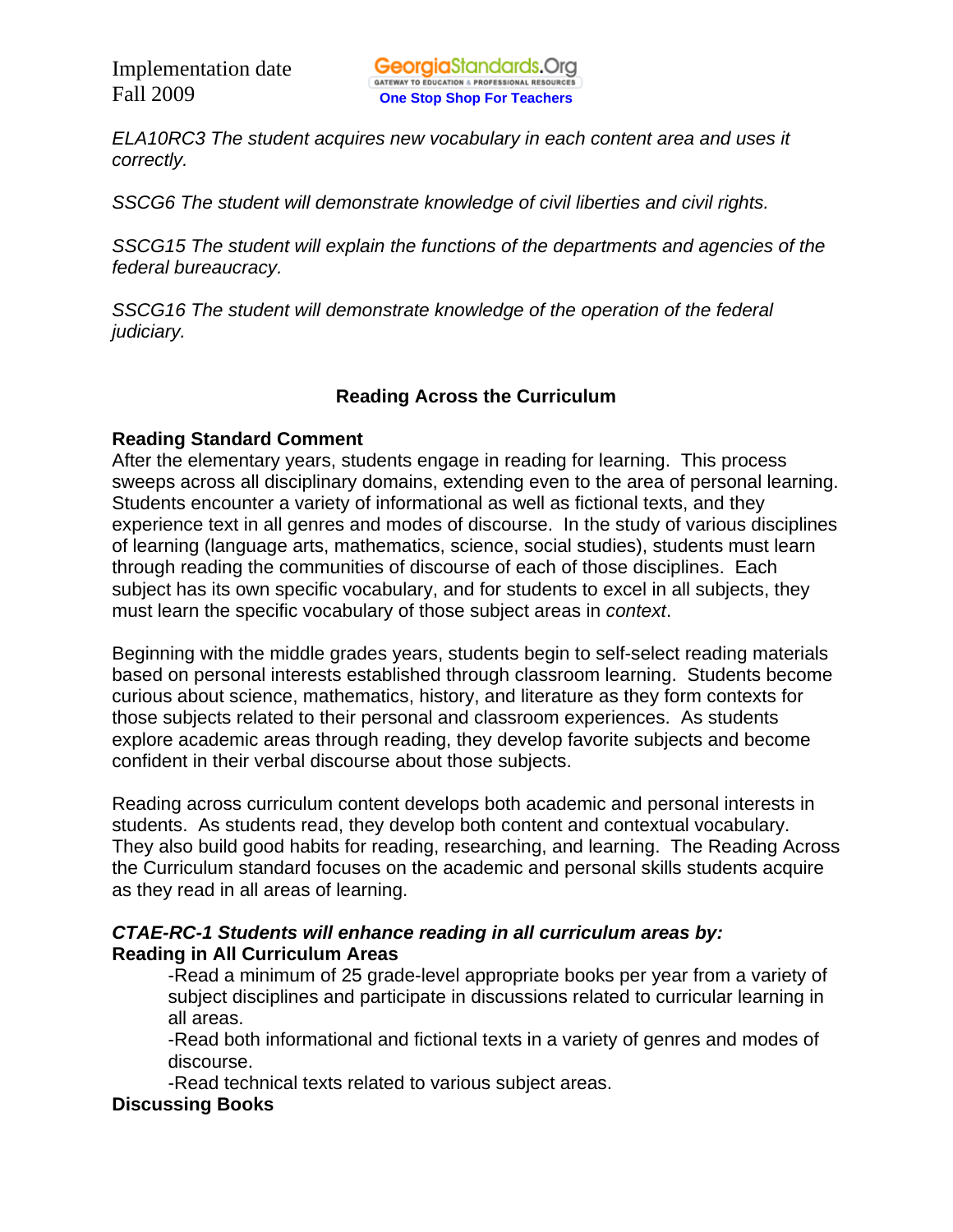*ELA10RC3 The student acquires new vocabulary in each content area and uses it correctly.*

*SSCG6 The student will demonstrate knowledge of civil liberties and civil rights.*

*SSCG15 The student will explain the functions of the departments and agencies of the federal bureaucracy.*

*SSCG16 The student will demonstrate knowledge of the operation of the federal judiciary.*

## Reading Across the Curriculum

**Reading Standard Comment**

After the elementary years, students engage in reading for learning. This process sweeps across all disciplinary domains, extending even to the area of personal learning. Students encounter a variety of informational as well as fictional texts, and they experience text in all genres and modes of discourse. In the study of various disciplines of learning (language arts, mathematics, science, social studies), students must learn through reading the communities of discourse of each of those disciplines. Each subject has its own specific vocabulary, and for students to excel in all subjects, they must learn the specific vocabulary of those subject areas in *context*.

Beginning with the middle grades years, students begin to self-select reading materials based on personal interests established through classroom learning. Students become curious about science, mathematics, history, and literature as they form contexts for those subjects related to their personal and classroom experiences. As students explore academic areas through reading, they develop favorite subjects and become confident in their verbal discourse about those subjects.

Reading across curriculum content develops both academic and personal interests in students. As students read, they develop both content and contextual vocabulary. They also build good habits for reading, researching, and learning. The Reading Across the Curriculum standard focuses on the academic and personal skills students acquire as they read in all areas of learning.

***CTAE-RC-1 Students will enhance reading in all curriculum areas by:***

**Reading in All Curriculum Areas**

-Read a minimum of 25 grade-level appropriate books per year from a variety of subject disciplines and participate in discussions related to curricular learning in all areas.

-Read both informational and fictional texts in a variety of genres and modes of discourse.

-Read technical texts related to various subject areas.

**Discussing Books**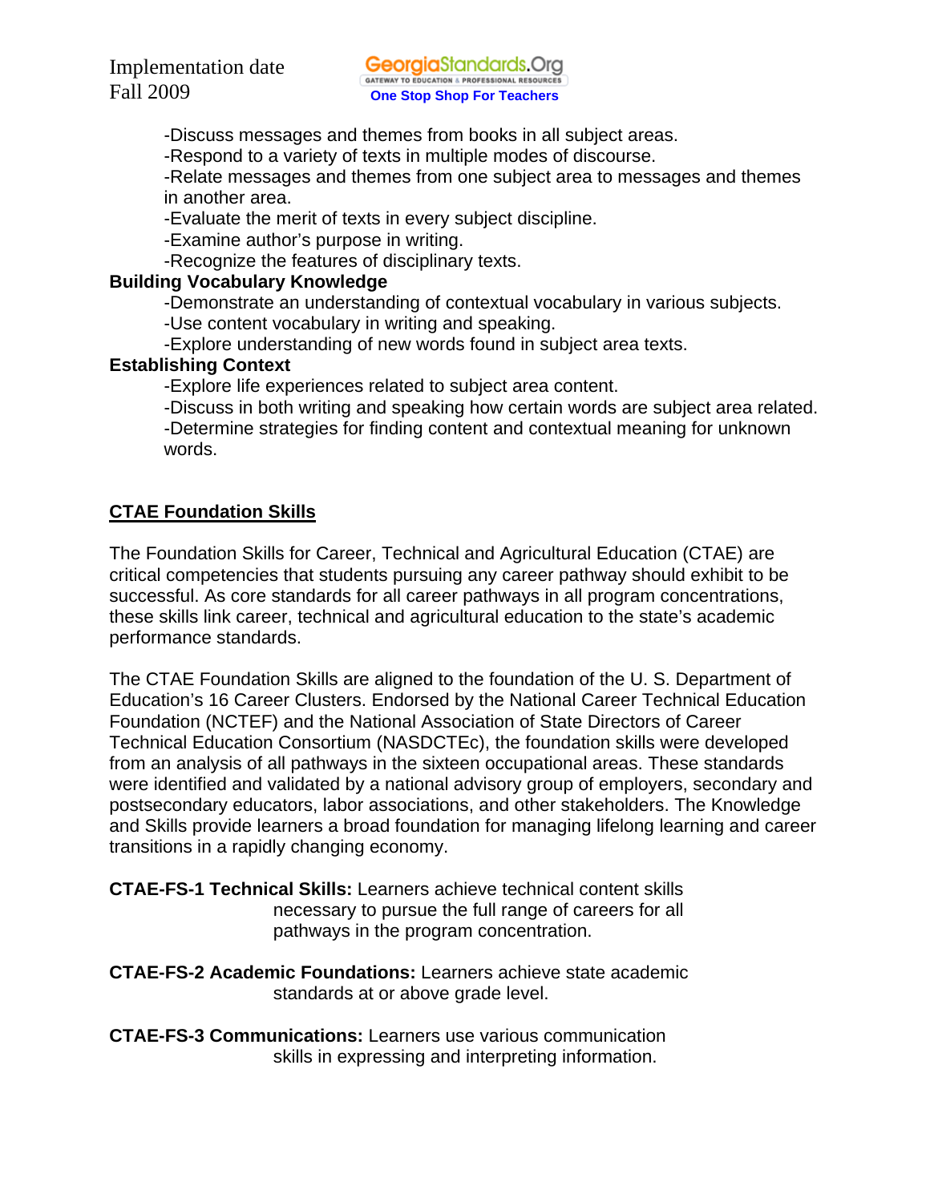-Discuss messages and themes from books in all subject areas.
-Respond to a variety of texts in multiple modes of discourse.
-Relate messages and themes from one subject area to messages and themes in another area.
-Evaluate the merit of texts in every subject discipline.
-Examine author's purpose in writing.
-Recognize the features of disciplinary texts.

**Building Vocabulary Knowledge**

-Demonstrate an understanding of contextual vocabulary in various subjects.
-Use content vocabulary in writing and speaking.
-Explore understanding of new words found in subject area texts.

**Establishing Context**

-Explore life experiences related to subject area content.
-Discuss in both writing and speaking how certain words are subject area related.
-Determine strategies for finding content and contextual meaning for unknown words.

## CTAE Foundation Skills

The Foundation Skills for Career, Technical and Agricultural Education (CTAE) are critical competencies that students pursuing any career pathway should exhibit to be successful. As core standards for all career pathways in all program concentrations, these skills link career, technical and agricultural education to the state's academic performance standards.

The CTAE Foundation Skills are aligned to the foundation of the U. S. Department of Education's 16 Career Clusters. Endorsed by the National Career Technical Education Foundation (NCTEF) and the National Association of State Directors of Career Technical Education Consortium (NASDCTEc), the foundation skills were developed from an analysis of all pathways in the sixteen occupational areas. These standards were identified and validated by a national advisory group of employers, secondary and postsecondary educators, labor associations, and other stakeholders. The Knowledge and Skills provide learners a broad foundation for managing lifelong learning and career transitions in a rapidly changing economy.

**CTAE-FS-1 Technical Skills:** Learners achieve technical content skills necessary to pursue the full range of careers for all pathways in the program concentration.

**CTAE-FS-2 Academic Foundations:** Learners achieve state academic standards at or above grade level.

**CTAE-FS-3 Communications:** Learners use various communication skills in expressing and interpreting information.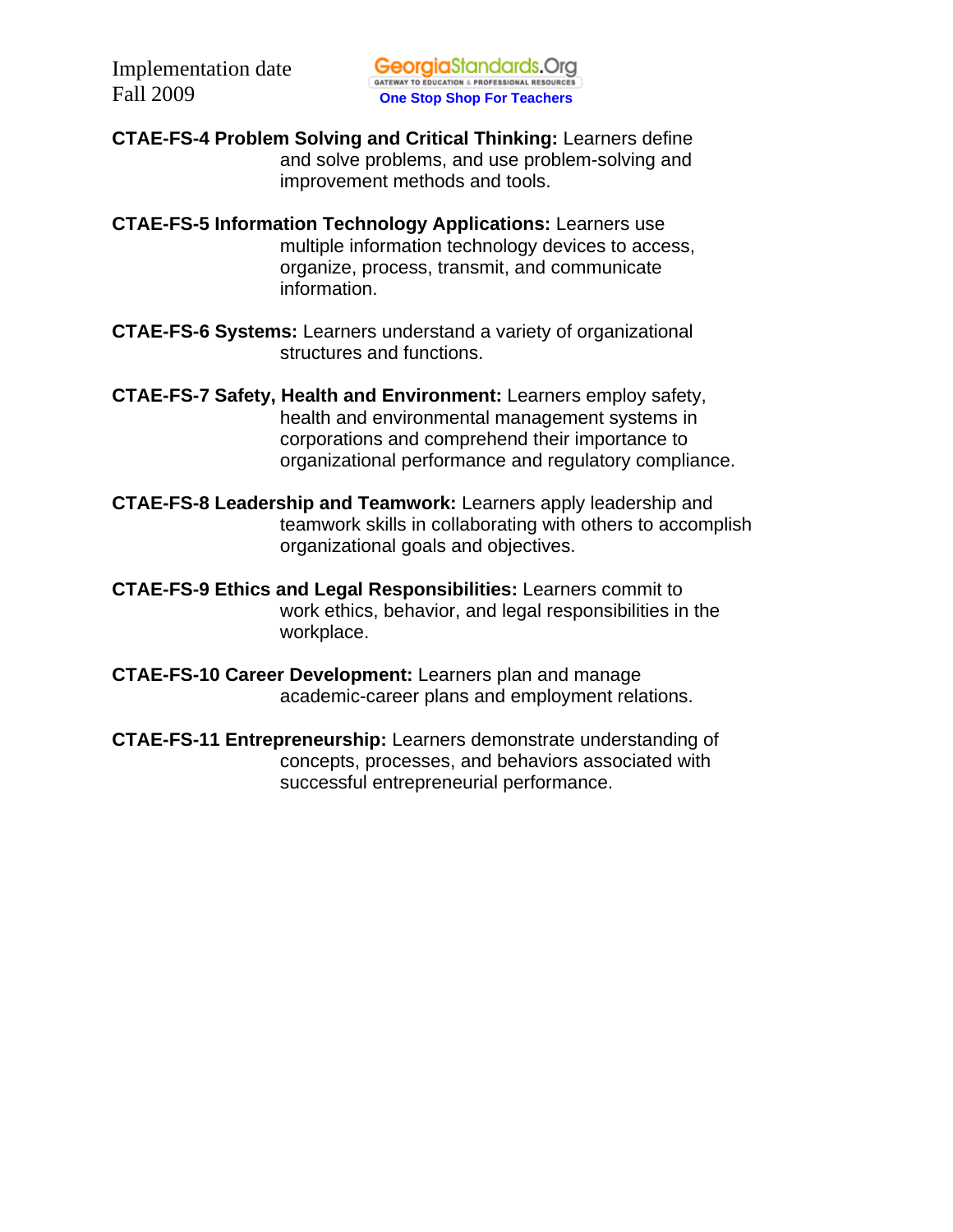**CTAE-FS-4 Problem Solving and Critical Thinking:** Learners define and solve problems, and use problem-solving and improvement methods and tools.

**CTAE-FS-5 Information Technology Applications:** Learners use multiple information technology devices to access, organize, process, transmit, and communicate information.

**CTAE-FS-6 Systems:** Learners understand a variety of organizational structures and functions.

**CTAE-FS-7 Safety, Health and Environment:** Learners employ safety, health and environmental management systems in corporations and comprehend their importance to organizational performance and regulatory compliance.

**CTAE-FS-8 Leadership and Teamwork:** Learners apply leadership and teamwork skills in collaborating with others to accomplish organizational goals and objectives.

**CTAE-FS-9 Ethics and Legal Responsibilities:** Learners commit to work ethics, behavior, and legal responsibilities in the workplace.

**CTAE-FS-10 Career Development:** Learners plan and manage academic-career plans and employment relations.

**CTAE-FS-11 Entrepreneurship:** Learners demonstrate understanding of concepts, processes, and behaviors associated with successful entrepreneurial performance.